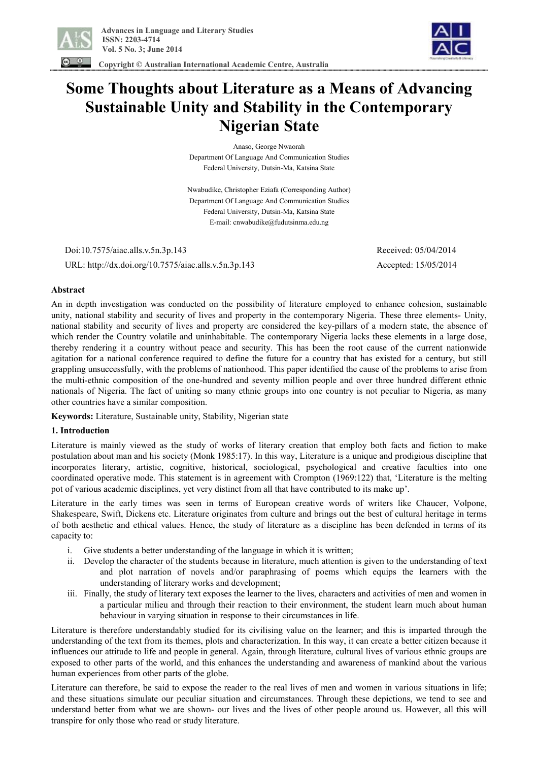# Some Thoughts about Literature as a Means of Advancing Sustainable Unity and Stability in the Contemporary Nigerian State

Anaso, George Nwaorah
Department Of Language And Communication Studies
Federal University, Dutsin-Ma, Katsina State

Nwabudike, Christopher Eziafa (Corresponding Author)
Department Of Language And Communication Studies
Federal University, Dutsin-Ma, Katsina State
E-mail: cnwabudike@fudutsinma.edu.ng

Doi:10.7575/aiac.alls.v.5n.3p.143
URL: http://dx.doi.org/10.7575/aiac.alls.v.5n.3p.143

Received: 05/04/2014
Accepted: 15/05/2014

## Abstract

An in depth investigation was conducted on the possibility of literature employed to enhance cohesion, sustainable unity, national stability and security of lives and property in the contemporary Nigeria. These three elements- Unity, national stability and security of lives and property are considered the key-pillars of a modern state, the absence of which render the Country volatile and uninhabitable. The contemporary Nigeria lacks these elements in a large dose, thereby rendering it a country without peace and security. This has been the root cause of the current nationwide agitation for a national conference required to define the future for a country that has existed for a century, but still grappling unsuccessfully, with the problems of nationhood. This paper identified the cause of the problems to arise from the multi-ethnic composition of the one-hundred and seventy million people and over three hundred different ethnic nationals of Nigeria. The fact of uniting so many ethnic groups into one country is not peculiar to Nigeria, as many other countries have a similar composition.

**Keywords:** Literature, Sustainable unity, Stability, Nigerian state

## 1. Introduction

Literature is mainly viewed as the study of works of literary creation that employ both facts and fiction to make postulation about man and his society (Monk 1985:17). In this way, Literature is a unique and prodigious discipline that incorporates literary, artistic, cognitive, historical, sociological, psychological and creative faculties into one coordinated operative mode. This statement is in agreement with Crompton (1969:122) that, 'Literature is the melting pot of various academic disciplines, yet very distinct from all that have contributed to its make up'.

Literature in the early times was seen in terms of European creative words of writers like Chaucer, Volpone, Shakespeare, Swift, Dickens etc. Literature originates from culture and brings out the best of cultural heritage in terms of both aesthetic and ethical values. Hence, the study of literature as a discipline has been defended in terms of its capacity to:

i. Give students a better understanding of the language in which it is written;
ii. Develop the character of the students because in literature, much attention is given to the understanding of text and plot narration of novels and/or paraphrasing of poems which equips the learners with the understanding of literary works and development;
iii. Finally, the study of literary text exposes the learner to the lives, characters and activities of men and women in a particular milieu and through their reaction to their environment, the student learn much about human behaviour in varying situation in response to their circumstances in life.

Literature is therefore understandably studied for its civilising value on the learner; and this is imparted through the understanding of the text from its themes, plots and characterization. In this way, it can create a better citizen because it influences our attitude to life and people in general. Again, through literature, cultural lives of various ethnic groups are exposed to other parts of the world, and this enhances the understanding and awareness of mankind about the various human experiences from other parts of the globe.

Literature can therefore, be said to expose the reader to the real lives of men and women in various situations in life; and these situations simulate our peculiar situation and circumstances. Through these depictions, we tend to see and understand better from what we are shown- our lives and the lives of other people around us. However, all this will transpire for only those who read or study literature.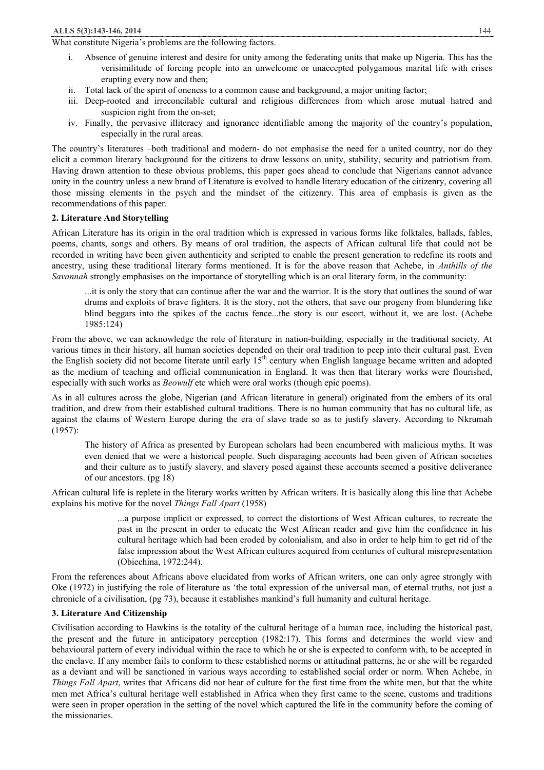What constitute Nigeria's problems are the following factors.

i. Absence of genuine interest and desire for unity among the federating units that make up Nigeria. This has the verisimilitude of forcing people into an unwelcome or unaccepted polygamous marital life with crises erupting every now and then;
ii. Total lack of the spirit of oneness to a common cause and background, a major uniting factor;
iii. Deep-rooted and irreconcilable cultural and religious differences from which arose mutual hatred and suspicion right from the on-set;
iv. Finally, the pervasive illiteracy and ignorance identifiable among the majority of the country's population, especially in the rural areas.

The country's literatures –both traditional and modern- do not emphasise the need for a united country, nor do they elicit a common literary background for the citizens to draw lessons on unity, stability, security and patriotism from. Having drawn attention to these obvious problems, this paper goes ahead to conclude that Nigerians cannot advance unity in the country unless a new brand of Literature is evolved to handle literary education of the citizenry, covering all those missing elements in the psych and the mindset of the citizenry. This area of emphasis is given as the recommendations of this paper.

## 2. Literature And Storytelling

African Literature has its origin in the oral tradition which is expressed in various forms like folktales, ballads, fables, poems, chants, songs and others. By means of oral tradition, the aspects of African cultural life that could not be recorded in writing have been given authenticity and scripted to enable the present generation to redefine its roots and ancestry, using these traditional literary forms mentioned. It is for the above reason that Achebe, in *Anthills of the Savannah* strongly emphasises on the importance of storytelling which is an oral literary form, in the community:

> ...it is only the story that can continue after the war and the warrior. It is the story that outlines the sound of war drums and exploits of brave fighters. It is the story, not the others, that save our progeny from blundering like blind beggars into the spikes of the cactus fence...the story is our escort, without it, we are lost. (Achebe 1985:124)

From the above, we can acknowledge the role of literature in nation-building, especially in the traditional society. At various times in their history, all human societies depended on their oral tradition to peep into their cultural past. Even the English society did not become literate until early 15th century when English language became written and adopted as the medium of teaching and official communication in England. It was then that literary works were flourished, especially with such works as *Beowulf* etc which were oral works (though epic poems).

As in all cultures across the globe, Nigerian (and African literature in general) originated from the embers of its oral tradition, and drew from their established cultural traditions. There is no human community that has no cultural life, as against the claims of Western Europe during the era of slave trade so as to justify slavery. According to Nkrumah (1957):

> The history of Africa as presented by European scholars had been encumbered with malicious myths. It was even denied that we were a historical people. Such disparaging accounts had been given of African societies and their culture as to justify slavery, and slavery posed against these accounts seemed a positive deliverance of our ancestors. (pg 18)

African cultural life is replete in the literary works written by African writers. It is basically along this line that Achebe explains his motive for the novel *Things Fall Apart* (1958)

> ...a purpose implicit or expressed, to correct the distortions of West African cultures, to recreate the past in the present in order to educate the West African reader and give him the confidence in his cultural heritage which had been eroded by colonialism, and also in order to help him to get rid of the false impression about the West African cultures acquired from centuries of cultural misrepresentation (Obiechina, 1972:244).

From the references about Africans above elucidated from works of African writers, one can only agree strongly with Oke (1972) in justifying the role of literature as 'the total expression of the universal man, of eternal truths, not just a chronicle of a civilisation, (pg 73), because it establishes mankind's full humanity and cultural heritage.

## 3. Literature And Citizenship

Civilisation according to Hawkins is the totality of the cultural heritage of a human race, including the historical past, the present and the future in anticipatory perception (1982:17). This forms and determines the world view and behavioural pattern of every individual within the race to which he or she is expected to conform with, to be accepted in the enclave. If any member fails to conform to these established norms or attitudinal patterns, he or she will be regarded as a deviant and will be sanctioned in various ways according to established social order or norm. When Achebe, in *Things Fall Apart*, writes that Africans did not hear of culture for the first time from the white men, but that the white men met Africa's cultural heritage well established in Africa when they first came to the scene, customs and traditions were seen in proper operation in the setting of the novel which captured the life in the community before the coming of the missionaries.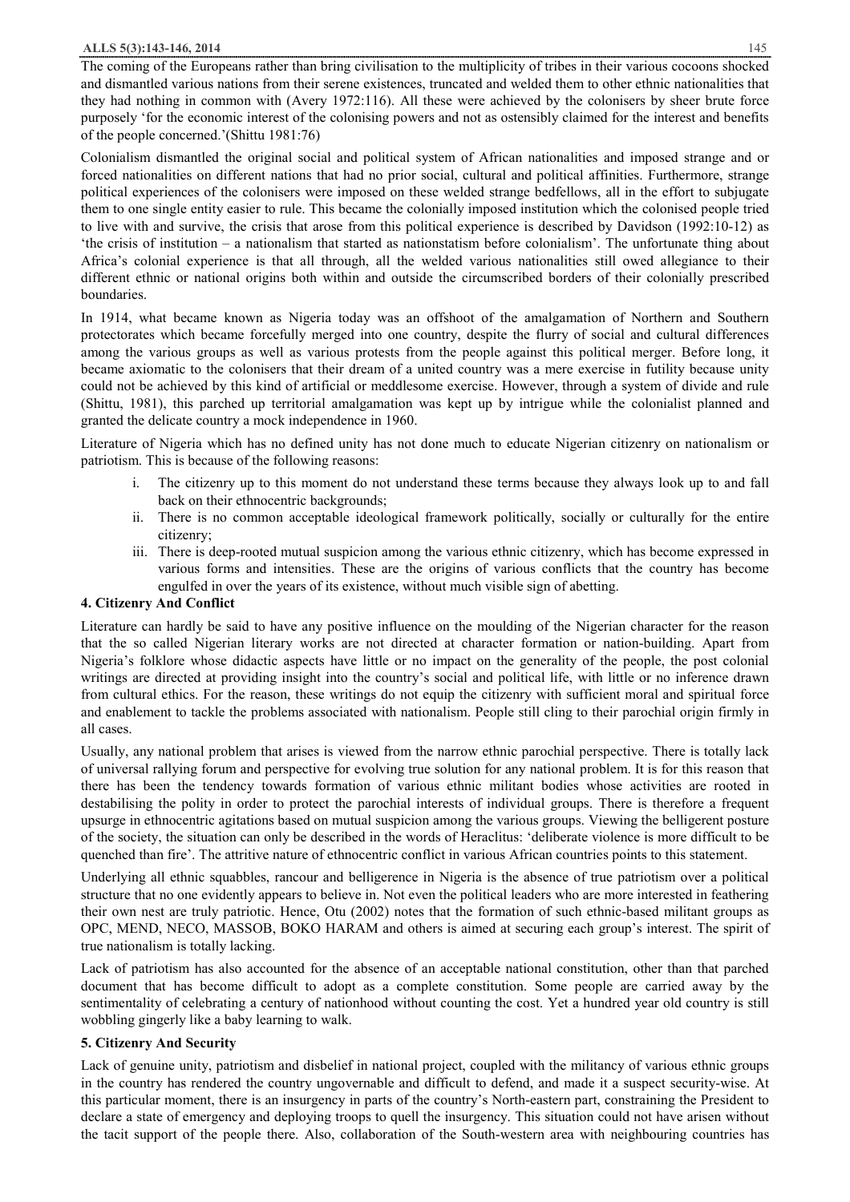The coming of the Europeans rather than bring civilisation to the multiplicity of tribes in their various cocoons shocked and dismantled various nations from their serene existences, truncated and welded them to other ethnic nationalities that they had nothing in common with (Avery 1972:116). All these were achieved by the colonisers by sheer brute force purposely 'for the economic interest of the colonising powers and not as ostensibly claimed for the interest and benefits of the people concerned.'(Shittu 1981:76)

Colonialism dismantled the original social and political system of African nationalities and imposed strange and or forced nationalities on different nations that had no prior social, cultural and political affinities. Furthermore, strange political experiences of the colonisers were imposed on these welded strange bedfellows, all in the effort to subjugate them to one single entity easier to rule. This became the colonially imposed institution which the colonised people tried to live with and survive, the crisis that arose from this political experience is described by Davidson (1992:10-12) as 'the crisis of institution – a nationalism that started as nationstatism before colonialism'. The unfortunate thing about Africa's colonial experience is that all through, all the welded various nationalities still owed allegiance to their different ethnic or national origins both within and outside the circumscribed borders of their colonially prescribed boundaries.

In 1914, what became known as Nigeria today was an offshoot of the amalgamation of Northern and Southern protectorates which became forcefully merged into one country, despite the flurry of social and cultural differences among the various groups as well as various protests from the people against this political merger. Before long, it became axiomatic to the colonisers that their dream of a united country was a mere exercise in futility because unity could not be achieved by this kind of artificial or meddlesome exercise. However, through a system of divide and rule (Shittu, 1981), this parched up territorial amalgamation was kept up by intrigue while the colonialist planned and granted the delicate country a mock independence in 1960.

Literature of Nigeria which has no defined unity has not done much to educate Nigerian citizenry on nationalism or patriotism. This is because of the following reasons:

i. The citizenry up to this moment do not understand these terms because they always look up to and fall back on their ethnocentric backgrounds;
ii. There is no common acceptable ideological framework politically, socially or culturally for the entire citizenry;
iii. There is deep-rooted mutual suspicion among the various ethnic citizenry, which has become expressed in various forms and intensities. These are the origins of various conflicts that the country has become engulfed in over the years of its existence, without much visible sign of abetting.

## 4. Citizenry And Conflict

Literature can hardly be said to have any positive influence on the moulding of the Nigerian character for the reason that the so called Nigerian literary works are not directed at character formation or nation-building. Apart from Nigeria's folklore whose didactic aspects have little or no impact on the generality of the people, the post colonial writings are directed at providing insight into the country's social and political life, with little or no inference drawn from cultural ethics. For the reason, these writings do not equip the citizenry with sufficient moral and spiritual force and enablement to tackle the problems associated with nationalism. People still cling to their parochial origin firmly in all cases.

Usually, any national problem that arises is viewed from the narrow ethnic parochial perspective. There is totally lack of universal rallying forum and perspective for evolving true solution for any national problem. It is for this reason that there has been the tendency towards formation of various ethnic militant bodies whose activities are rooted in destabilising the polity in order to protect the parochial interests of individual groups. There is therefore a frequent upsurge in ethnocentric agitations based on mutual suspicion among the various groups. Viewing the belligerent posture of the society, the situation can only be described in the words of Heraclitus: 'deliberate violence is more difficult to be quenched than fire'. The attritive nature of ethnocentric conflict in various African countries points to this statement.

Underlying all ethnic squabbles, rancour and belligerence in Nigeria is the absence of true patriotism over a political structure that no one evidently appears to believe in. Not even the political leaders who are more interested in feathering their own nest are truly patriotic. Hence, Otu (2002) notes that the formation of such ethnic-based militant groups as OPC, MEND, NECO, MASSOB, BOKO HARAM and others is aimed at securing each group's interest. The spirit of true nationalism is totally lacking.

Lack of patriotism has also accounted for the absence of an acceptable national constitution, other than that parched document that has become difficult to adopt as a complete constitution. Some people are carried away by the sentimentality of celebrating a century of nationhood without counting the cost. Yet a hundred year old country is still wobbling gingerly like a baby learning to walk.

## 5. Citizenry And Security

Lack of genuine unity, patriotism and disbelief in national project, coupled with the militancy of various ethnic groups in the country has rendered the country ungovernable and difficult to defend, and made it a suspect security-wise. At this particular moment, there is an insurgency in parts of the country's North-eastern part, constraining the President to declare a state of emergency and deploying troops to quell the insurgency. This situation could not have arisen without the tacit support of the people there. Also, collaboration of the South-western area with neighbouring countries has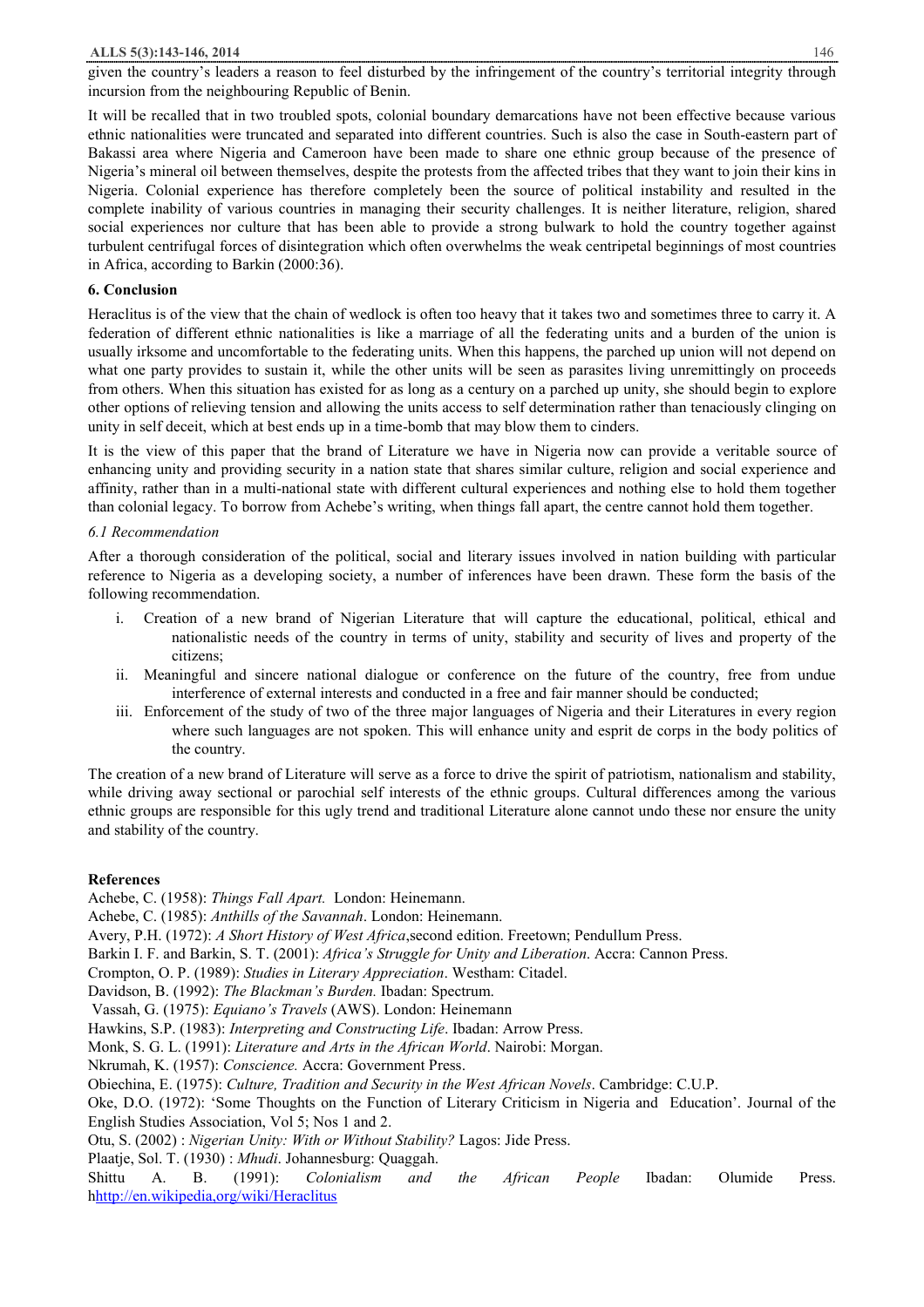given the country's leaders a reason to feel disturbed by the infringement of the country's territorial integrity through incursion from the neighbouring Republic of Benin.

It will be recalled that in two troubled spots, colonial boundary demarcations have not been effective because various ethnic nationalities were truncated and separated into different countries. Such is also the case in South-eastern part of Bakassi area where Nigeria and Cameroon have been made to share one ethnic group because of the presence of Nigeria's mineral oil between themselves, despite the protests from the affected tribes that they want to join their kins in Nigeria. Colonial experience has therefore completely been the source of political instability and resulted in the complete inability of various countries in managing their security challenges. It is neither literature, religion, shared social experiences nor culture that has been able to provide a strong bulwark to hold the country together against turbulent centrifugal forces of disintegration which often overwhelms the weak centripetal beginnings of most countries in Africa, according to Barkin (2000:36).

## 6. Conclusion

Heraclitus is of the view that the chain of wedlock is often too heavy that it takes two and sometimes three to carry it. A federation of different ethnic nationalities is like a marriage of all the federating units and a burden of the union is usually irksome and uncomfortable to the federating units. When this happens, the parched up union will not depend on what one party provides to sustain it, while the other units will be seen as parasites living unremittingly on proceeds from others. When this situation has existed for as long as a century on a parched up unity, she should begin to explore other options of relieving tension and allowing the units access to self determination rather than tenaciously clinging on unity in self deceit, which at best ends up in a time-bomb that may blow them to cinders.

It is the view of this paper that the brand of Literature we have in Nigeria now can provide a veritable source of enhancing unity and providing security in a nation state that shares similar culture, religion and social experience and affinity, rather than in a multi-national state with different cultural experiences and nothing else to hold them together than colonial legacy. To borrow from Achebe's writing, when things fall apart, the centre cannot hold them together.

### *6.1 Recommendation*

After a thorough consideration of the political, social and literary issues involved in nation building with particular reference to Nigeria as a developing society, a number of inferences have been drawn. These form the basis of the following recommendation.

i. Creation of a new brand of Nigerian Literature that will capture the educational, political, ethical and nationalistic needs of the country in terms of unity, stability and security of lives and property of the citizens;

ii. Meaningful and sincere national dialogue or conference on the future of the country, free from undue interference of external interests and conducted in a free and fair manner should be conducted;

iii. Enforcement of the study of two of the three major languages of Nigeria and their Literatures in every region where such languages are not spoken. This will enhance unity and esprit de corps in the body politics of the country.

The creation of a new brand of Literature will serve as a force to drive the spirit of patriotism, nationalism and stability, while driving away sectional or parochial self interests of the ethnic groups. Cultural differences among the various ethnic groups are responsible for this ugly trend and traditional Literature alone cannot undo these nor ensure the unity and stability of the country.

## References

Achebe, C. (1958): *Things Fall Apart.* London: Heinemann.

Achebe, C. (1985): *Anthills of the Savannah*. London: Heinemann.

Avery, P.H. (1972): *A Short History of West Africa*,second edition. Freetown; Pendullum Press.

Barkin I. F. and Barkin, S. T. (2001): *Africa's Struggle for Unity and Liberation*. Accra: Cannon Press.

Crompton, O. P. (1989): *Studies in Literary Appreciation*. Westham: Citadel.

Davidson, B. (1992): *The Blackman's Burden.* Ibadan: Spectrum.

Vassah, G. (1975): *Equiano's Travels* (AWS). London: Heinemann

Hawkins, S.P. (1983): *Interpreting and Constructing Life*. Ibadan: Arrow Press.

Monk, S. G. L. (1991): *Literature and Arts in the African World*. Nairobi: Morgan.

Nkrumah, K. (1957): *Conscience.* Accra: Government Press.

Obiechina, E. (1975): *Culture, Tradition and Security in the West African Novels*. Cambridge: C.U.P.

Oke, D.O. (1972): 'Some Thoughts on the Function of Literary Criticism in Nigeria and Education'. Journal of the English Studies Association, Vol 5; Nos 1 and 2.

Otu, S. (2002) : *Nigerian Unity: With or Without Stability?* Lagos: Jide Press.

Plaatje, Sol. T. (1930) : *Mhudi*. Johannesburg: Quaggah.

Shittu A. B. (1991): *Colonialism and the African People* Ibadan: Olumide Press. hhttp://en.wikipedia,org/wiki/Heraclitus